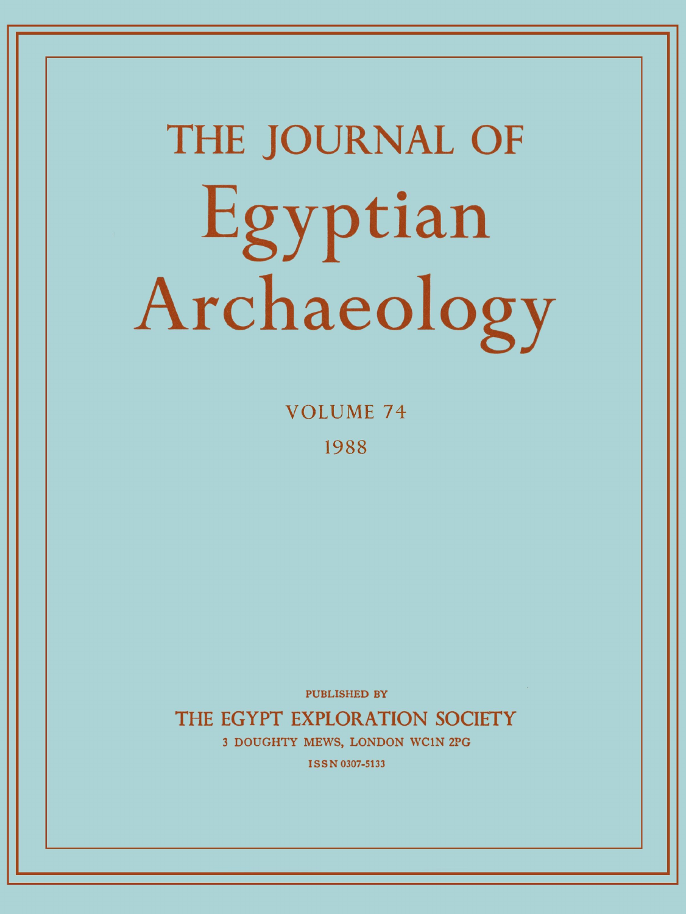# THE JOURNAL OF Egyptian Archaeology

VOLUME 74

1988

PUBLISHED BY

THE EGYPT EXPLORATION SOCIETY

3 DOUGHTY MEWS, LONDON WC1N 2PG

ISSN 0307-5133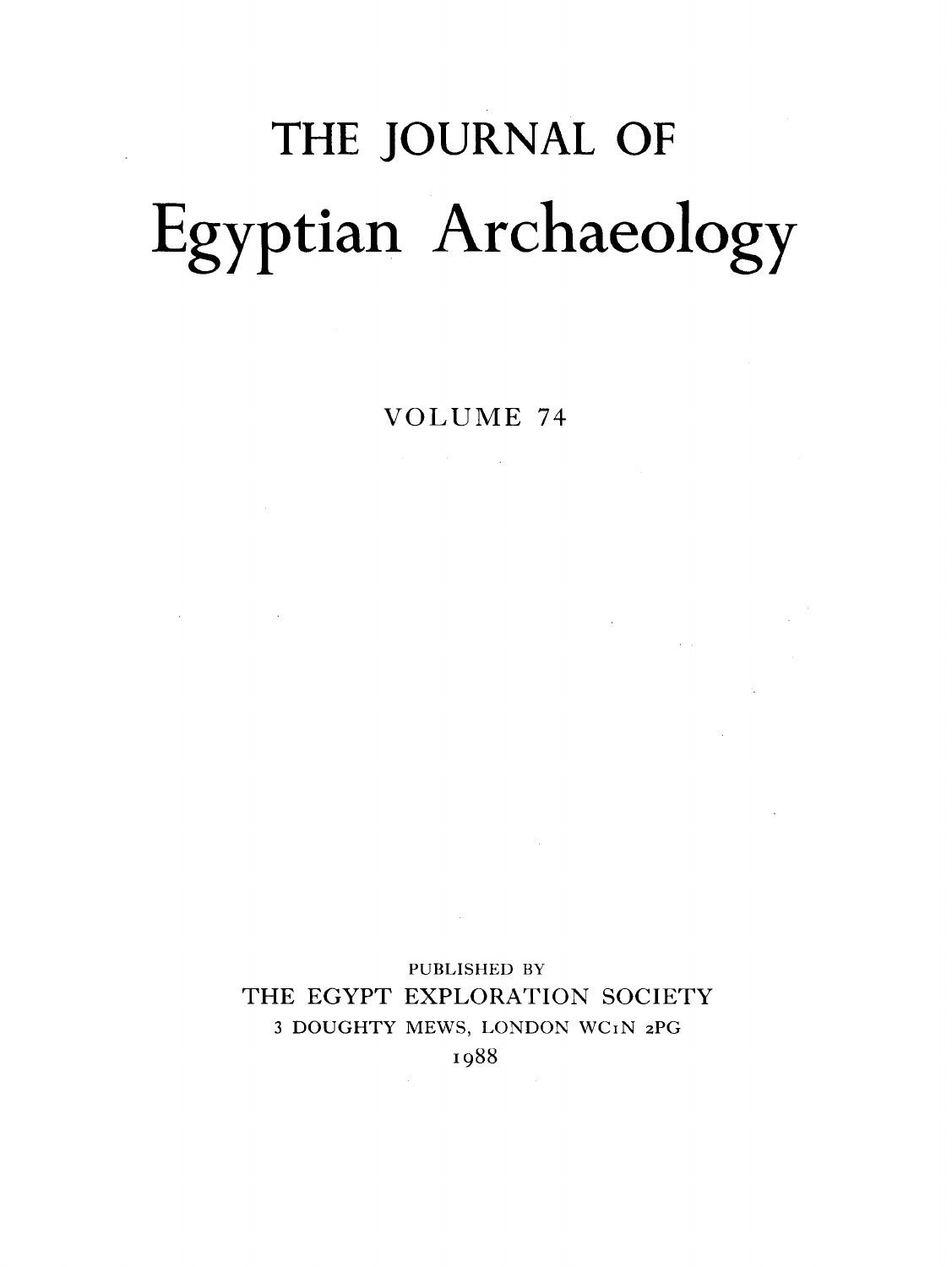# THE JOURNAL OF

# Egyptian Archaeology

VOLUME 74

PUBLISHED BY
THE EGYPT EXPLORATION SOCIETY
3 DOUGHTY MEWS, LONDON WC1N 2PG
1988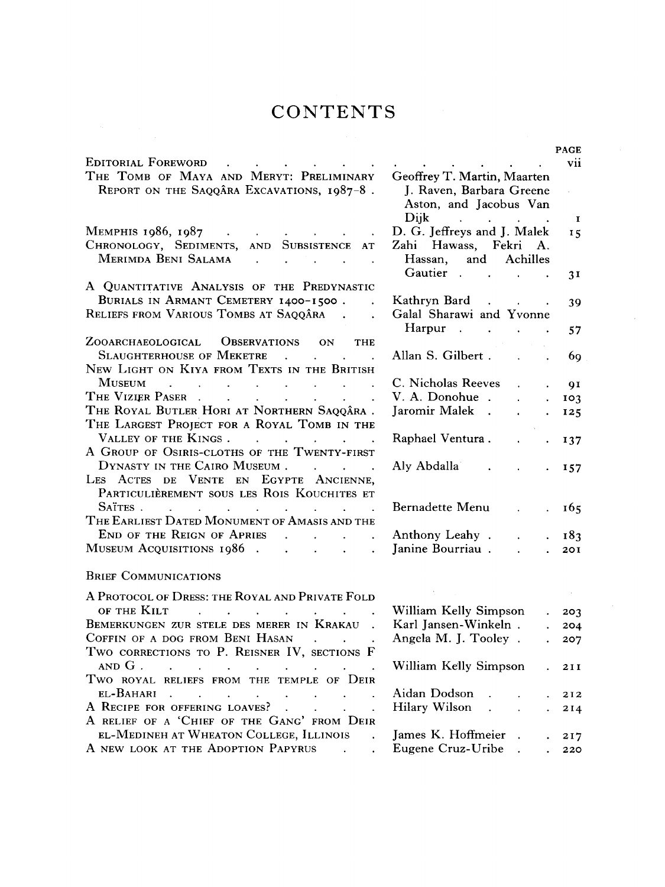# CONTENTS

| | | PAGE |
|---|---|---|
| Editorial Foreword | | vii |
| The Tomb of Maya and Meryt: Preliminary Report on the Saqqâra Excavations, 1987–8 | Geoffrey T. Martin, Maarten J. Raven, Barbara Greene Aston, and Jacobus Van Dijk | 1 |
| Memphis 1986, 1987 | D. G. Jeffreys and J. Malek | 15 |
| Chronology, Sediments, and Subsistence at Merimda Beni Salama | Zahi Hawass, Fekri A. Hassan, and Achilles Gautier | 31 |
| A Quantitative Analysis of the Predynastic Burials in Armant Cemetery 1400–1500 | Kathryn Bard | 39 |
| Reliefs from Various Tombs at Saqqâra | Galal Sharawi and Yvonne Harpur | 57 |
| Zooarchaeological Observations on the Slaughterhouse of Meketre | Allan S. Gilbert | 69 |
| New Light on Kiya from Texts in the British Museum | C. Nicholas Reeves | 91 |
| The Vizier Paser | V. A. Donohue | 103 |
| The Royal Butler Hori at Northern Saqqâra | Jaromir Malek | 125 |
| The Largest Project for a Royal Tomb in the Valley of the Kings | Raphael Ventura | 137 |
| A Group of Osiris-cloths of the Twenty-first Dynasty in the Cairo Museum | Aly Abdalla | 157 |
| Les Actes de Vente en Egypte Ancienne, Particulièrement sous les Rois Kouchites et Saïtes | Bernadette Menu | 165 |
| The Earliest Dated Monument of Amasis and the End of the Reign of Apries | Anthony Leahy | 183 |
| Museum Acquisitions 1986 | Janine Bourriau | 201 |

## Brief Communications

| | | |
|---|---|---|
| A Protocol of Dress: the Royal and Private Fold of the Kilt | William Kelly Simpson | 203 |
| Bemerkungen zur Stele des Merer in Krakau | Karl Jansen-Winkeln | 204 |
| Coffin of a Dog from Beni Hasan | Angela M. J. Tooley | 207 |
| Two corrections to P. Reisner IV, sections F and G | William Kelly Simpson | 211 |
| Two royal reliefs from the temple of Deir el-Bahari | Aidan Dodson | 212 |
| A Recipe for offering loaves? | Hilary Wilson | 214 |
| A relief of a 'Chief of the Gang' from Deir el-Medineh at Wheaton College, Illinois | James K. Hoffmeier | 217 |
| A new look at the Adoption Papyrus | Eugene Cruz-Uribe | 220 |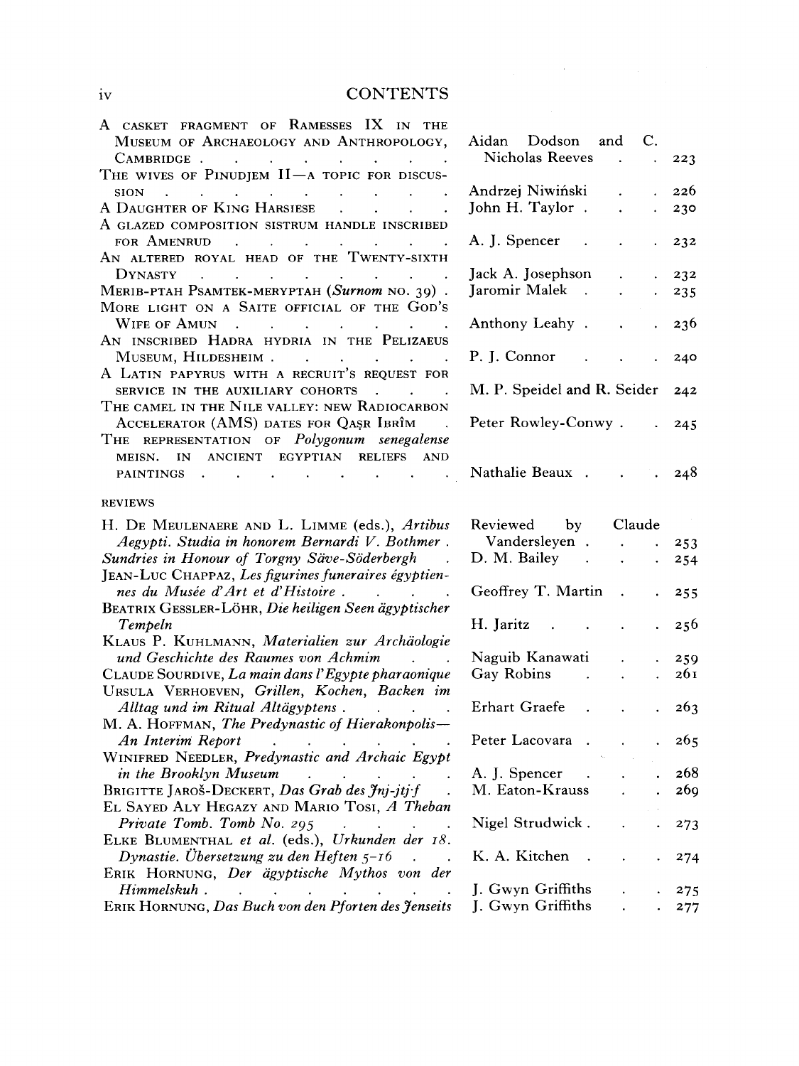# CONTENTS

| | | |
|---|---|---|
| A casket fragment of Ramesses IX in the Museum of Archaeology and Anthropology, Cambridge | Aidan Dodson and C. Nicholas Reeves | 223 |
| The wives of Pinudjem II—a topic for discussion | Andrzej Niwiński | 226 |
| A Daughter of King Harsiese | John H. Taylor | 230 |
| A glazed composition sistrum handle inscribed for Amenrud | A. J. Spencer | 232 |
| An altered royal head of the Twenty-sixth Dynasty | Jack A. Josephson | 232 |
| Merib-ptah Psamtek-meryptah (*Surnom* no. 39) | Jaromir Malek | 235 |
| More light on a Saite official of the God's Wife of Amun | Anthony Leahy | 236 |
| An inscribed Hadra hydria in the Pelizaeus Museum, Hildesheim | P. J. Connor | 240 |
| A Latin papyrus with a recruit's request for service in the auxiliary cohorts | M. P. Speidel and R. Seider | 242 |
| The camel in the Nile valley: new Radiocarbon Accelerator (AMS) dates for Qaṣr Ibrîm | Peter Rowley-Conwy | 245 |
| The representation of *Polygonum senegalense* meisn. in ancient Egyptian reliefs and paintings | Nathalie Beaux | 248 |

## REVIEWS

| | | |
|---|---|---|
| H. De Meulenaere and L. Limme (eds.), *Artibus Aegypti. Studia in honorem Bernardi V. Bothmer* | Reviewed by Claude Vandersleyen | 253 |
| *Sundries in Honour of Torgny Säve-Söderbergh* | D. M. Bailey | 254 |
| Jean-Luc Chappaz, *Les figurines funeraires égyptiennes du Musée d'Art et d'Histoire* | Geoffrey T. Martin | 255 |
| Beatrix Gessler-Löhr, *Die heiligen Seen ägyptischer Tempeln* | H. Jaritz | 256 |
| Klaus P. Kuhlmann, *Materialien zur Archäologie und Geschichte des Raumes von Achmim* | Naguib Kanawati | 259 |
| Claude Sourdive, *La main dans l'Egypte pharaonique* | Gay Robins | 261 |
| Ursula Verhoeven, *Grillen, Kochen, Backen im Alltag und im Ritual Altägyptens* | Erhart Graefe | 263 |
| M. A. Hoffman, *The Predynastic of Hierakonpolis—An Interim Report* | Peter Lacovara | 265 |
| Winifred Needler, *Predynastic and Archaic Egypt in the Brooklyn Museum* | A. J. Spencer | 268 |
| Brigitte Jaroš-Deckert, *Das Grab des Jnj-jtj·f* | M. Eaton-Krauss | 269 |
| El Sayed Aly Hegazy and Mario Tosi, *A Theban Private Tomb. Tomb No. 295* | Nigel Strudwick | 273 |
| Elke Blumenthal *et al.* (eds.), *Urkunden der 18. Dynastie. Übersetzung zu den Heften 5–16* | K. A. Kitchen | 274 |
| Erik Hornung, *Der ägyptische Mythos von der Himmelskuh* | J. Gwyn Griffiths | 275 |
| Erik Hornung, *Das Buch von den Pforten des Jenseits* | J. Gwyn Griffiths | 277 |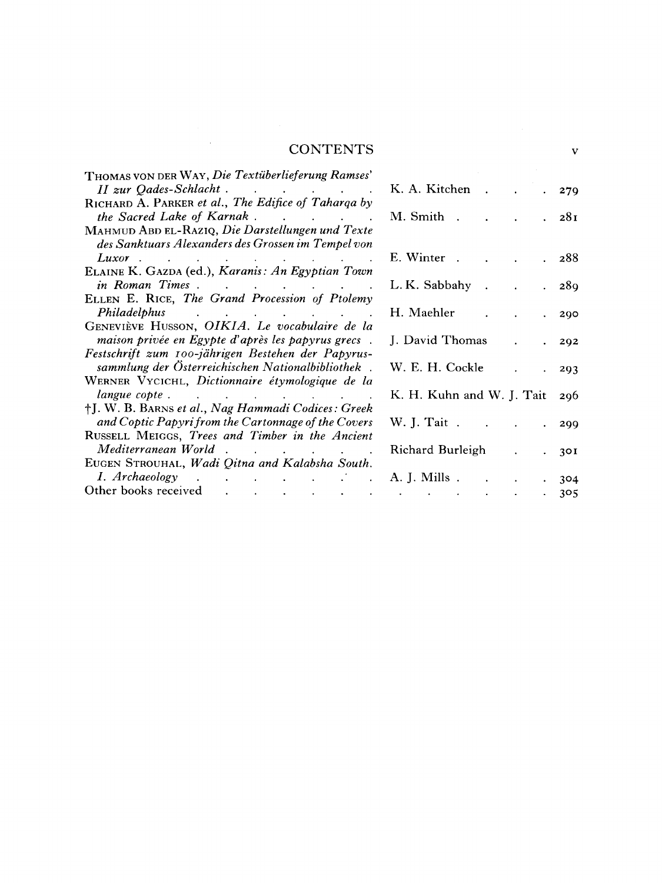## CONTENTS

| | | |
|---|---|---|
| THOMAS VON DER WAY, *Die Textüberlieferung Ramses' II zur Qades-Schlacht* | K. A. Kitchen | 279 |
| RICHARD A. PARKER *et al.*, *The Edifice of Taharqa by the Sacred Lake of Karnak* | M. Smith | 281 |
| MAHMUD ABD EL-RAZIQ, *Die Darstellungen und Texte des Sanktuars Alexanders des Grossen im Tempel von Luxor* | E. Winter | 288 |
| ELAINE K. GAZDA (ed.), *Karanis: An Egyptian Town in Roman Times* | L. K. Sabbahy | 289 |
| ELLEN E. RICE, *The Grand Procession of Ptolemy Philadelphus* | H. Maehler | 290 |
| GENEVIÈVE HUSSON, *OIKIA. Le vocabulaire de la maison privée en Egypte d'après les papyrus grecs* | J. David Thomas | 292 |
| *Festschrift zum 100-jährigen Bestehen der Papyrussammlung der Österreichischen Nationalbibliothek* | W. E. H. Cockle | 293 |
| WERNER VYCICHL, *Dictionnaire étymologique de la langue copte* | K. H. Kuhn and W. J. Tait | 296 |
| †J. W. B. BARNS *et al.*, *Nag Hammadi Codices: Greek and Coptic Papyri from the Cartonnage of the Covers* | W. J. Tait | 299 |
| RUSSELL MEIGGS, *Trees and Timber in the Ancient Mediterranean World* | Richard Burleigh | 301 |
| EUGEN STROUHAL, *Wadi Qitna and Kalabsha South. I. Archaeology* | A. J. Mills | 304 |
| Other books received | | 305 |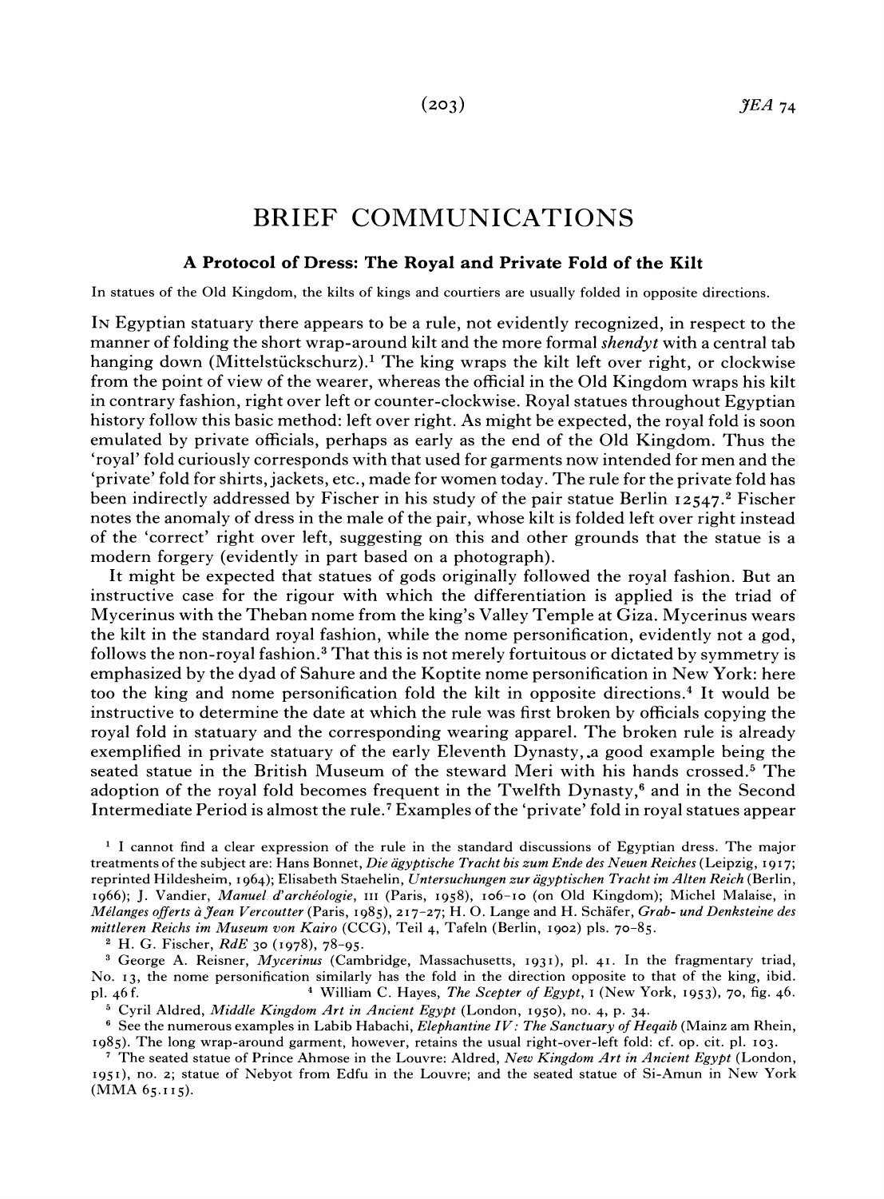# BRIEF COMMUNICATIONS

## A Protocol of Dress: The Royal and Private Fold of the Kilt

In statues of the Old Kingdom, the kilts of kings and courtiers are usually folded in opposite directions.

In Egyptian statuary there appears to be a rule, not evidently recognized, in respect to the manner of folding the short wrap-around kilt and the more formal *shendyt* with a central tab hanging down (Mittelstückschurz).[1] The king wraps the kilt left over right, or clockwise from the point of view of the wearer, whereas the official in the Old Kingdom wraps his kilt in contrary fashion, right over left or counter-clockwise. Royal statues throughout Egyptian history follow this basic method: left over right. As might be expected, the royal fold is soon emulated by private officials, perhaps as early as the end of the Old Kingdom. Thus the 'royal' fold curiously corresponds with that used for garments now intended for men and the 'private' fold for shirts, jackets, etc., made for women today. The rule for the private fold has been indirectly addressed by Fischer in his study of the pair statue Berlin 12547.[2] Fischer notes the anomaly of dress in the male of the pair, whose kilt is folded left over right instead of the 'correct' right over left, suggesting on this and other grounds that the statue is a modern forgery (evidently in part based on a photograph).

It might be expected that statues of gods originally followed the royal fashion. But an instructive case for the rigour with which the differentiation is applied is the triad of Mycerinus with the Theban nome from the king's Valley Temple at Giza. Mycerinus wears the kilt in the standard royal fashion, while the nome personification, evidently not a god, follows the non-royal fashion.[3] That this is not merely fortuitous or dictated by symmetry is emphasized by the dyad of Sahure and the Koptite nome personification in New York: here too the king and nome personification fold the kilt in opposite directions.[4] It would be instructive to determine the date at which the rule was first broken by officials copying the royal fold in statuary and the corresponding wearing apparel. The broken rule is already exemplified in private statuary of the early Eleventh Dynasty, a good example being the seated statue in the British Museum of the steward Meri with his hands crossed.[5] The adoption of the royal fold becomes frequent in the Twelfth Dynasty,[6] and in the Second Intermediate Period is almost the rule.[7] Examples of the 'private' fold in royal statues appear

---

[1] I cannot find a clear expression of the rule in the standard discussions of Egyptian dress. The major treatments of the subject are: Hans Bonnet, *Die ägyptische Tracht bis zum Ende des Neuen Reiches* (Leipzig, 1917; reprinted Hildesheim, 1964); Elisabeth Staehelin, *Untersuchungen zur ägyptischen Tracht im Alten Reich* (Berlin, 1966); J. Vandier, *Manuel d'archéologie*, III (Paris, 1958), 106–10 (on Old Kingdom); Michel Malaise, in *Mélanges offerts à Jean Vercoutter* (Paris, 1985), 217–27; H. O. Lange and H. Schäfer, *Grab- und Denksteine des mittleren Reichs im Museum von Kairo* (CCG), Teil 4, Tafeln (Berlin, 1902) pls. 70–85.

[2] H. G. Fischer, *RdE* 30 (1978), 78–95.

[3] George A. Reisner, *Mycerinus* (Cambridge, Massachusetts, 1931), pl. 41. In the fragmentary triad, No. 13, the nome personification similarly has the fold in the direction opposite to that of the king, ibid. pl. 46f.

[4] William C. Hayes, *The Scepter of Egypt*, I (New York, 1953), 70, fig. 46.

[5] Cyril Aldred, *Middle Kingdom Art in Ancient Egypt* (London, 1950), no. 4, p. 34.

[6] See the numerous examples in Labib Habachi, *Elephantine IV: The Sanctuary of Heqaib* (Mainz am Rhein, 1985). The long wrap-around garment, however, retains the usual right-over-left fold: cf. op. cit. pl. 103.

[7] The seated statue of Prince Ahmose in the Louvre: Aldred, *New Kingdom Art in Ancient Egypt* (London, 1951), no. 2; statue of Nebyot from Edfu in the Louvre; and the seated statue of Si-Amun in New York (MMA 65.115).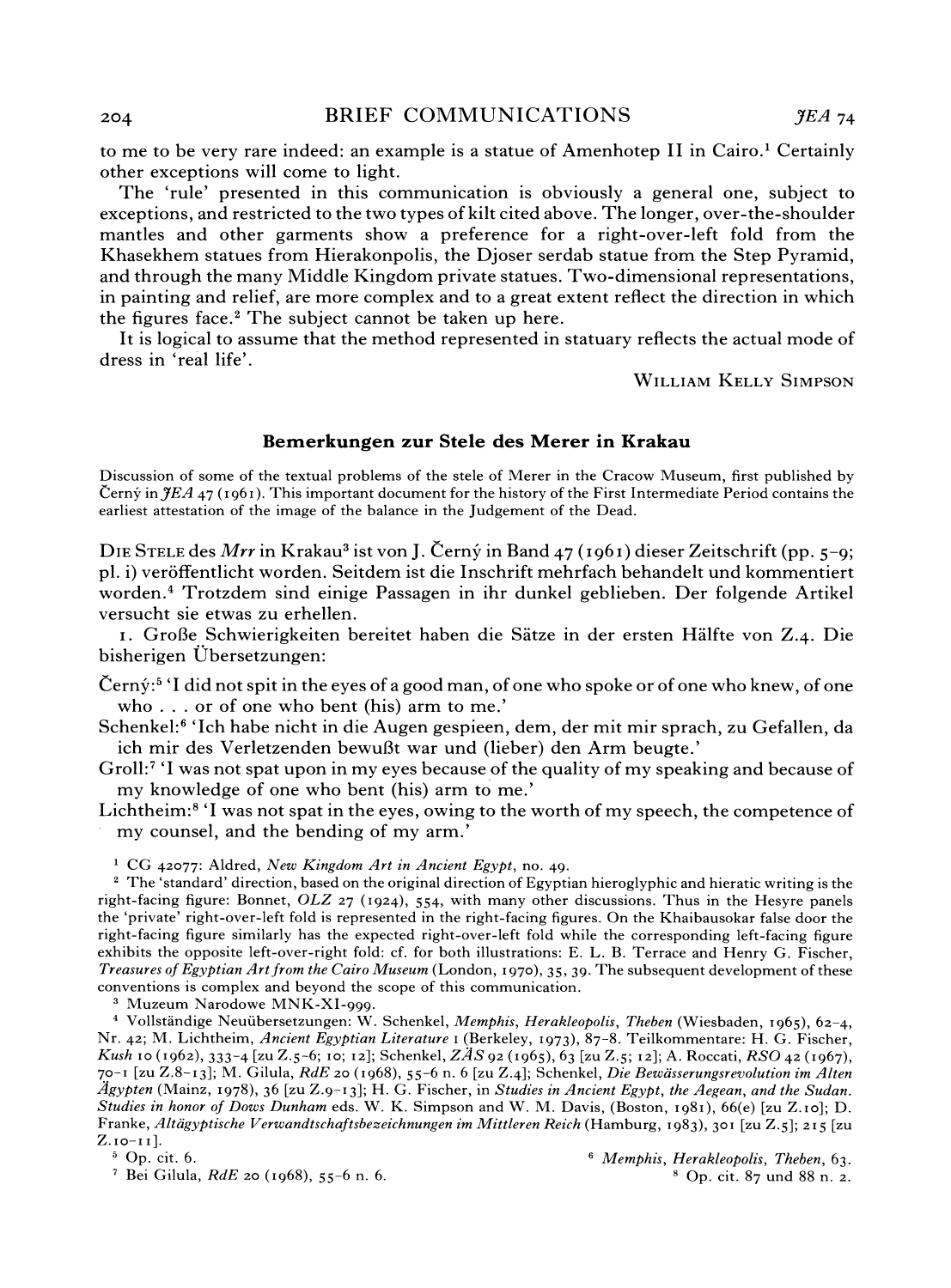to me to be very rare indeed: an example is a statue of Amenhotep II in Cairo.[1] Certainly other exceptions will come to light.

The 'rule' presented in this communication is obviously a general one, subject to exceptions, and restricted to the two types of kilt cited above. The longer, over-the-shoulder mantles and other garments show a preference for a right-over-left fold from the Khasekhem statues from Hierakonpolis, the Djoser serdab statue from the Step Pyramid, and through the many Middle Kingdom private statues. Two-dimensional representations, in painting and relief, are more complex and to a great extent reflect the direction in which the figures face.[2] The subject cannot be taken up here.

It is logical to assume that the method represented in statuary reflects the actual mode of dress in 'real life'.

WILLIAM KELLY SIMPSON

## Bemerkungen zur Stele des Merer in Krakau

Discussion of some of the textual problems of the stele of Merer in the Cracow Museum, first published by Černý in *JEA* 47 (1961). This important document for the history of the First Intermediate Period contains the earliest attestation of the image of the balance in the Judgement of the Dead.

DIE STELE des *Mrr* in Krakau[3] ist von J. Černý in Band 47 (1961) dieser Zeitschrift (pp. 5–9; pl. i) veröffentlicht worden. Seitdem ist die Inschrift mehrfach behandelt und kommentiert worden.[4] Trotzdem sind einige Passagen in ihr dunkel geblieben. Der folgende Artikel versucht sie etwas zu erhellen.

1. Große Schwierigkeiten bereitet haben die Sätze in der ersten Hälfte von Z.4. Die bisherigen Übersetzungen:

Černý:[5] 'I did not spit in the eyes of a good man, of one who spoke or of one who knew, of one who . . . or of one who bent (his) arm to me.'

Schenkel:[6] 'Ich habe nicht in die Augen gespieen, dem, der mit mir sprach, zu Gefallen, da ich mir des Verletzenden bewußt war und (lieber) den Arm beugte.'

Groll:[7] 'I was not spat upon in my eyes because of the quality of my speaking and because of my knowledge of one who bent (his) arm to me.'

Lichtheim:[8] 'I was not spat in the eyes, owing to the worth of my speech, the competence of my counsel, and the bending of my arm.'

---

[1] CG 42077: Aldred, *New Kingdom Art in Ancient Egypt*, no. 49.

[2] The 'standard' direction, based on the original direction of Egyptian hieroglyphic and hieratic writing is the right-facing figure: Bonnet, *OLZ* 27 (1924), 554, with many other discussions. Thus in the Hesyre panels the 'private' right-over-left fold is represented in the right-facing figures. On the Khaibausokar false door the right-facing figure similarly has the expected right-over-left fold while the corresponding left-facing figure exhibits the opposite left-over-right fold: cf. for both illustrations: E. L. B. Terrace and Henry G. Fischer, *Treasures of Egyptian Art from the Cairo Museum* (London, 1970), 35, 39. The subsequent development of these conventions is complex and beyond the scope of this communication.

[3] Muzeum Narodowe MNK-XI-999.

[4] Vollständige Neuübersetzungen: W. Schenkel, *Memphis, Herakleopolis, Theben* (Wiesbaden, 1965), 62–4, Nr. 42; M. Lichtheim, *Ancient Egyptian Literature* 1 (Berkeley, 1973), 87–8. Teilkommentare: H. G. Fischer, *Kush* 10 (1962), 333–4 [zu Z.5–6; 10; 12]; Schenkel, *ZÄS* 92 (1965), 63 [zu Z.5; 12]; A. Roccati, *RSO* 42 (1967), 70–1 [zu Z.8–13]; M. Gilula, *RdE* 20 (1968), 55–6 n. 6 [zu Z.4]; Schenkel, *Die Bewässerungsrevolution im Alten Ägypten* (Mainz, 1978), 36 [zu Z.9–13]; H. G. Fischer, in *Studies in Ancient Egypt, the Aegean, and the Sudan. Studies in honor of Dows Dunham* eds. W. K. Simpson and W. M. Davis, (Boston, 1981), 66(e) [zu Z.10]; D. Franke, *Altägyptische Verwandtschaftsbezeichnungen im Mittleren Reich* (Hamburg, 1983), 301 [zu Z.5]; 215 [zu Z.10–11].

[5] Op. cit. 6.

[6] *Memphis, Herakleopolis, Theben*, 63.

[7] Bei Gilula, *RdE* 20 (1968), 55–6 n. 6.

[8] Op. cit. 87 und 88 n. 2.